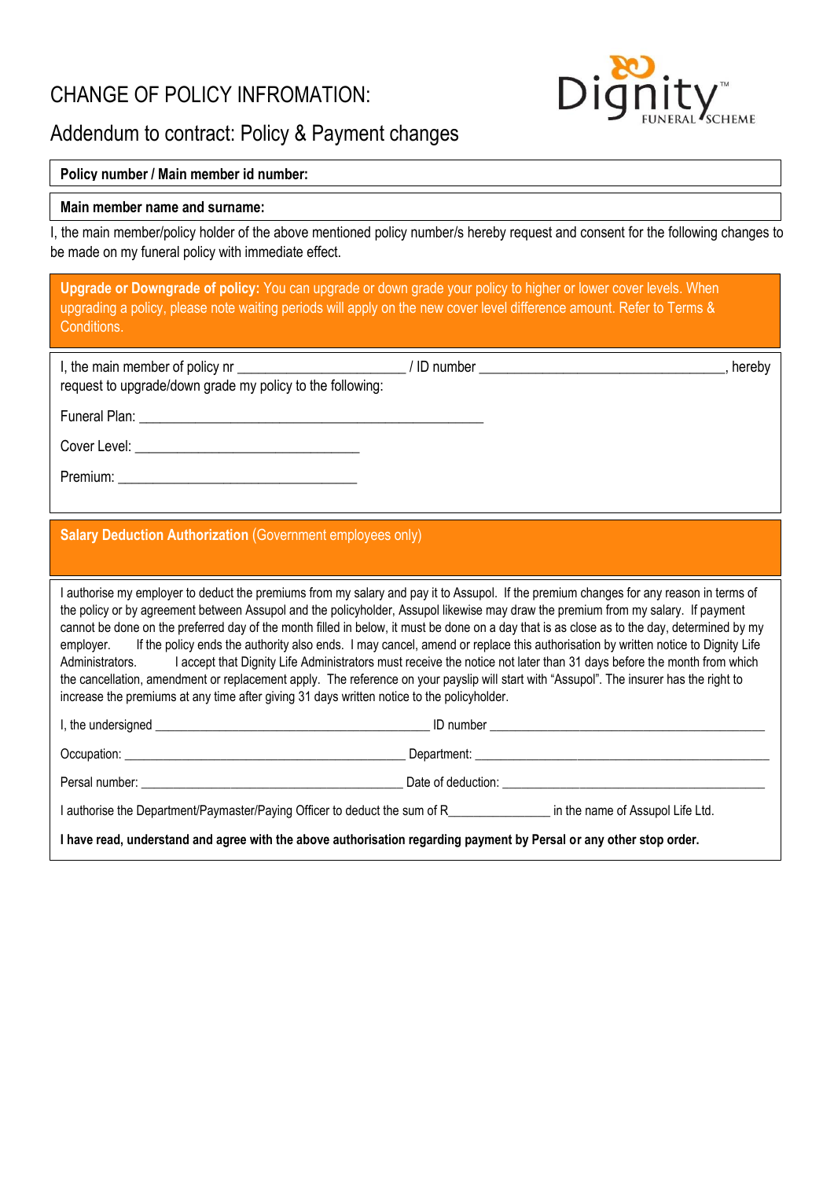# CHANGE OF POLICY INFROMATION:

## Addendum to contract: Policy & Payment changes

**Policy number / Main member id number:**

**Main member name and surname:**

I, the main member/policy holder of the above mentioned policy number/s hereby request and consent for the following changes to be made on my funeral policy with immediate effect.

**Upgrade or Downgrade of policy:** You can upgrade or down grade your policy to higher or lower cover levels. When upgrading a policy, please note waiting periods will apply on the new cover level difference amount. Refer to Terms & Conditions.

I, the main member of policy nr ______________________ / ID number ________________________________, hereby request to upgrade/down grade my policy to the following:

Funeral Plan: ______________________________________________

Cover Level: ______________________________

Premium: ________________________________

**Salary Deduction Authorization** (Government employees only)

I authorise my employer to deduct the premiums from my salary and pay it to Assupol. If the premium changes for any reason in terms of the policy or by agreement between Assupol and the policyholder, Assupol likewise may draw the premium from my salary. If payment cannot be done on the preferred day of the month filled in below, it must be done on a day that is as close as to the day, determined by my employer. If the policy ends the authority also ends. I may cancel, amend or replace this authorisation by written notice to Dignity Life Administrators. I accept that Dignity Life Administrators must receive the notice not later than 31 days before the month from which the cancellation, amendment or replacement apply. The reference on your payslip will start with "Assupol". The insurer has the right to increase the premiums at any time after giving 31 days written notice to the policyholder.

I, the undersigned __________________________________________ ID number ____________________________________________

Occupation: _____________________________________________ Department: _______________________________________________

Persal number: __________________________________________ Date of deduction: __________________________________________

I authorise the Department/Paymaster/Paying Officer to deduct the sum of R_______________ in the name of Assupol Life Ltd.

**I have read, understand and agree with the above authorisation regarding payment by Persal or any other stop order.**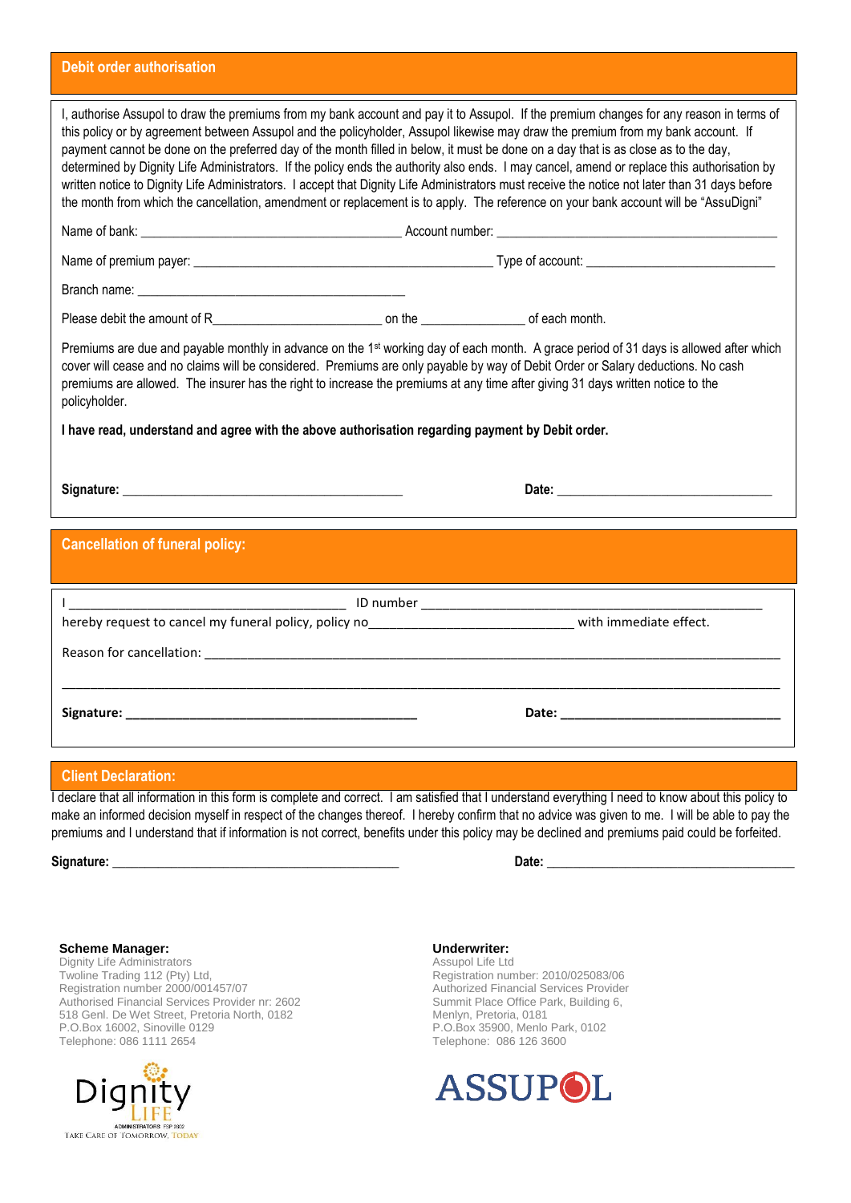## Debit order authorisation

I, authorise Assupol to draw the premiums from my bank account and pay it to Assupol. If the premium changes for any reason in terms of this policy or by agreement between Assupol and the policyholder, Assupol likewise may draw the premium from my bank account. If payment cannot be done on the preferred day of the month filled in below, it must be done on a day that is as close as to the day, determined by Dignity Life Administrators. If the policy ends the authority also ends. I may cancel, amend or replace this authorisation by written notice to Dignity Life Administrators. I accept that Dignity Life Administrators must receive the notice not later than 31 days before the month from which the cancellation, amendment or replacement is to apply. The reference on your bank account will be "AssuDigni"

Name of bank: ________________________ Account number: ________________________

Name of premium payer: ________________________ Type of account: ________________________

Branch name: ________________________

Please debit the amount of R________________ on the __________ of each month.

Premiums are due and payable monthly in advance on the 1st working day of each month. A grace period of 31 days is allowed after which cover will cease and no claims will be considered. Premiums are only payable by way of Debit Order or Salary deductions. No cash premiums are allowed. The insurer has the right to increase the premiums at any time after giving 31 days written notice to the policyholder.

**I have read, understand and agree with the above authorisation regarding payment by Debit order.**

**Signature:** ________________________ **Date:** ________________________

## Cancellation of funeral policy:

I ________________________ ID number ________________________
hereby request to cancel my funeral policy, policy no________________________ with immediate effect.

Reason for cancellation: ________________________

________________________________________________

**Signature:** ________________________ **Date:** ________________________

## Client Declaration:

I declare that all information in this form is complete and correct. I am satisfied that I understand everything I need to know about this policy to make an informed decision myself in respect of the changes thereof. I hereby confirm that no advice was given to me. I will be able to pay the premiums and I understand that if information is not correct, benefits under this policy may be declined and premiums paid could be forfeited.

**Signature:** ________________________ **Date:** ________________________

**Scheme Manager:**
Dignity Life Administrators
Twoline Trading 112 (Pty) Ltd,
Registration number 2000/001457/07
Authorised Financial Services Provider nr: 2602
518 Genl. De Wet Street, Pretoria North, 0182
P.O.Box 16002, Sinoville 0129
Telephone: 086 1111 2654

Dignity LIFE
ADMINISTRATORS FSP 2602
TAKE CARE OF TOMORROW, TODAY

**Underwriter:**
Assupol Life Ltd
Registration number: 2010/025083/06
Authorized Financial Services Provider
Summit Place Office Park, Building 6,
Menlyn, Pretoria, 0181
P.O.Box 35900, Menlo Park, 0102
Telephone: 086 126 3600

ASSUPOL